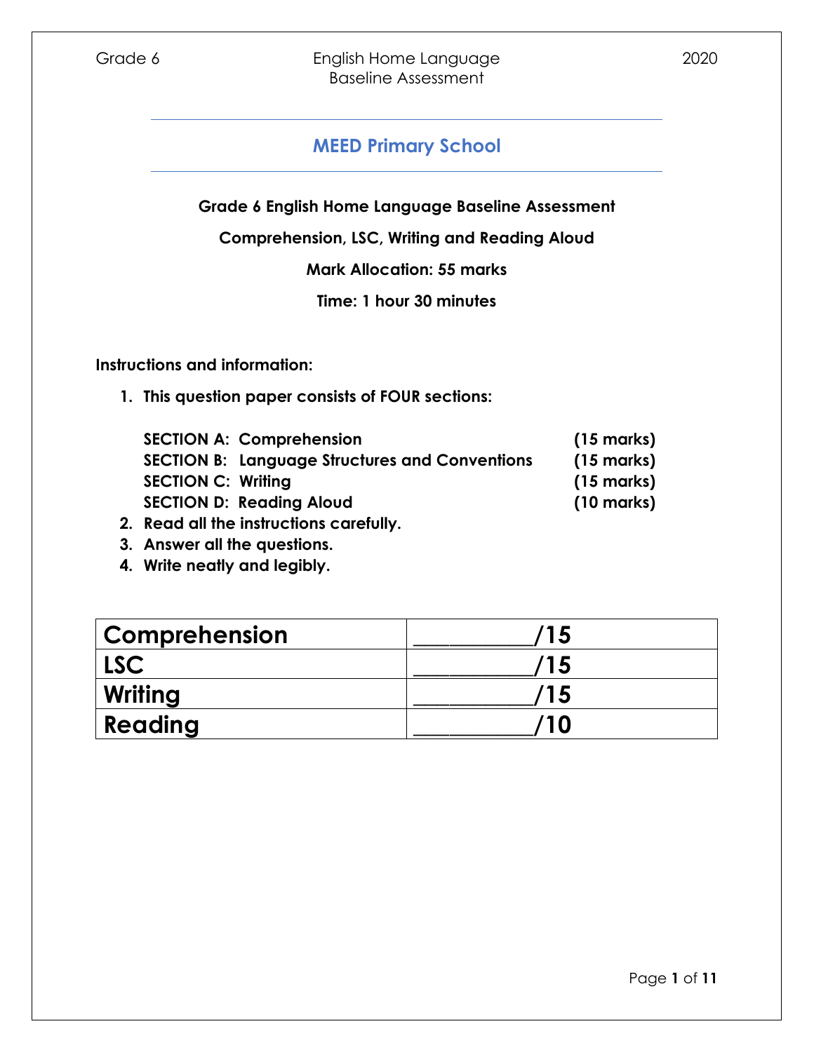# MEED Primary School

**Grade 6 English Home Language Baseline Assessment**

**Comprehension, LSC, Writing and Reading Aloud**

**Mark Allocation: 55 marks**

**Time: 1 hour 30 minutes**

**Instructions and information:**

1. **This question paper consists of FOUR sections:**

   | | |
   |---|---|
   | **SECTION A: Comprehension** | **(15 marks)** |
   | **SECTION B: Language Structures and Conventions** | **(15 marks)** |
   | **SECTION C: Writing** | **(15 marks)** |
   | **SECTION D: Reading Aloud** | **(10 marks)** |

2. **Read all the instructions carefully.**
3. **Answer all the questions.**
4. **Write neatly and legibly.**

| **Comprehension** | **__________/15** |
|---|---|
| **LSC** | **__________/15** |
| **Writing** | **__________/15** |
| **Reading** | **__________/10** |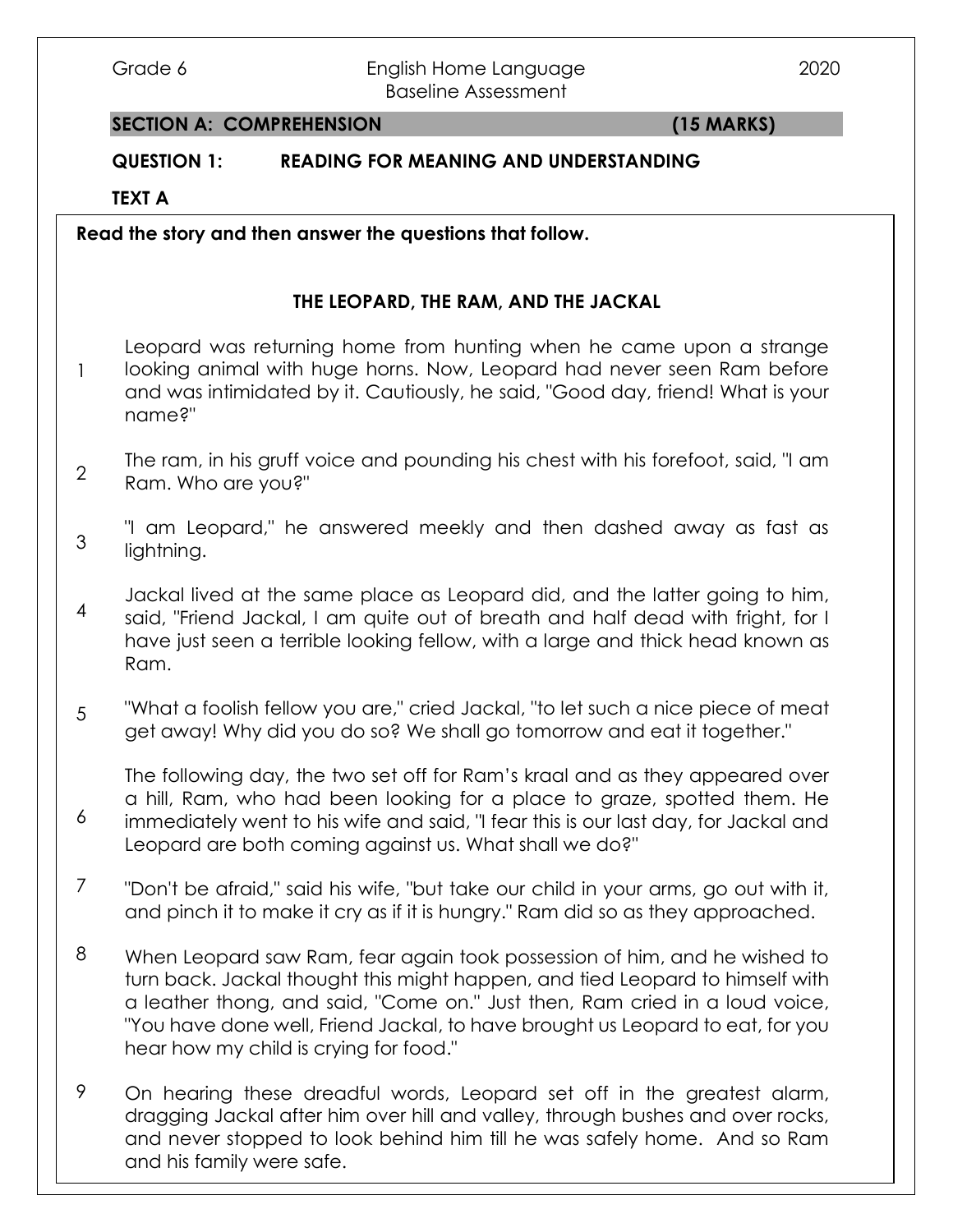**SECTION A: COMPREHENSION (15 MARKS)**

**QUESTION 1: READING FOR MEANING AND UNDERSTANDING**

**TEXT A**

**Read the story and then answer the questions that follow.**

## THE LEOPARD, THE RAM, AND THE JACKAL

1 Leopard was returning home from hunting when he came upon a strange looking animal with huge horns. Now, Leopard had never seen Ram before and was intimidated by it. Cautiously, he said, "Good day, friend! What is your name?"

2 The ram, in his gruff voice and pounding his chest with his forefoot, said, "I am Ram. Who are you?"

3 "I am Leopard," he answered meekly and then dashed away as fast as lightning.

4 Jackal lived at the same place as Leopard did, and the latter going to him, said, "Friend Jackal, I am quite out of breath and half dead with fright, for I have just seen a terrible looking fellow, with a large and thick head known as Ram.

5 "What a foolish fellow you are," cried Jackal, "to let such a nice piece of meat get away! Why did you do so? We shall go tomorrow and eat it together."

6 The following day, the two set off for Ram's kraal and as they appeared over a hill, Ram, who had been looking for a place to graze, spotted them. He immediately went to his wife and said, "I fear this is our last day, for Jackal and Leopard are both coming against us. What shall we do?"

7 "Don't be afraid," said his wife, "but take our child in your arms, go out with it, and pinch it to make it cry as if it is hungry." Ram did so as they approached.

8 When Leopard saw Ram, fear again took possession of him, and he wished to turn back. Jackal thought this might happen, and tied Leopard to himself with a leather thong, and said, "Come on." Just then, Ram cried in a loud voice, "You have done well, Friend Jackal, to have brought us Leopard to eat, for you hear how my child is crying for food."

9 On hearing these dreadful words, Leopard set off in the greatest alarm, dragging Jackal after him over hill and valley, through bushes and over rocks, and never stopped to look behind him till he was safely home. And so Ram and his family were safe.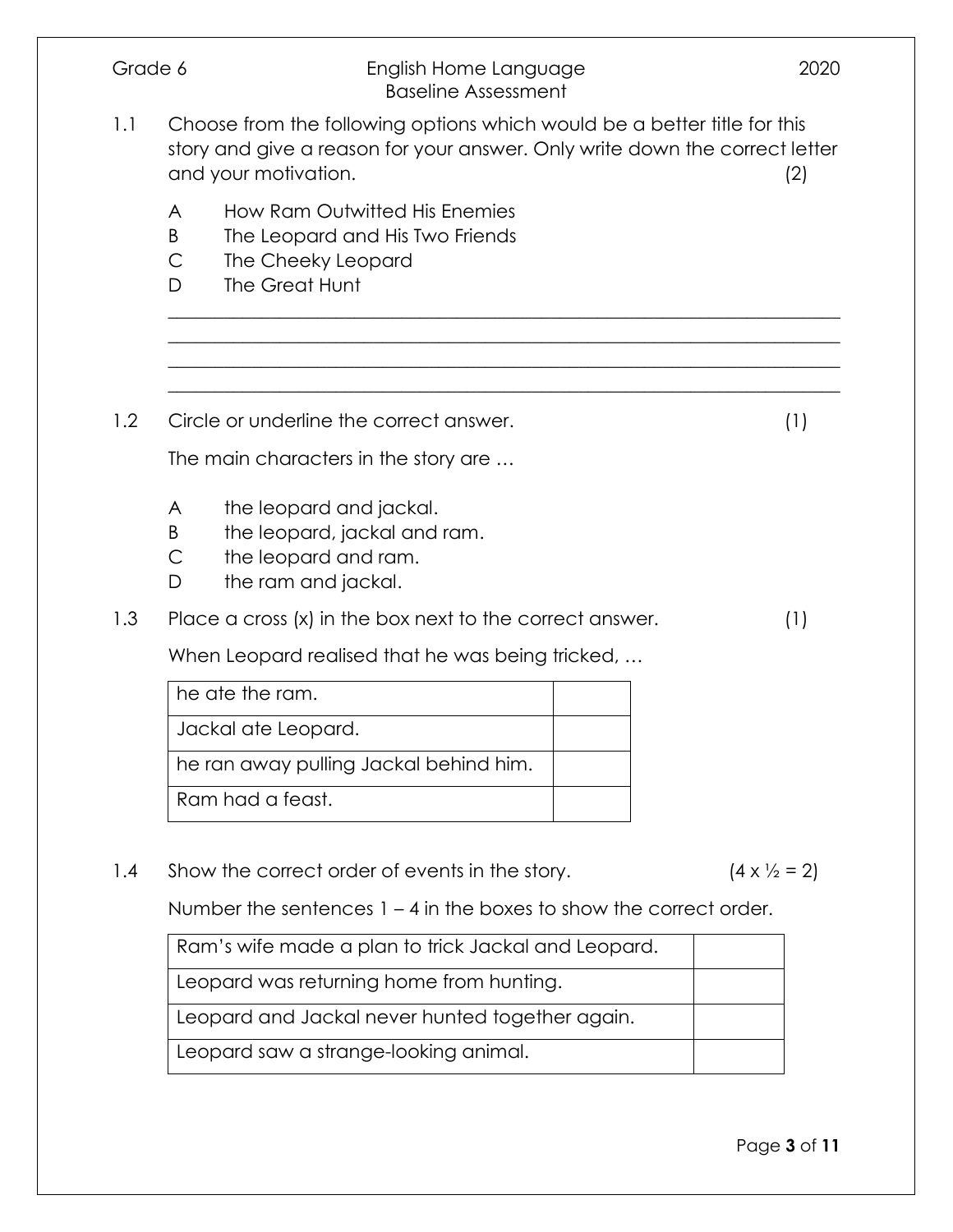1.1 Choose from the following options which would be a better title for this story and give a reason for your answer. Only write down the correct letter and your motivation. (2)

- A How Ram Outwitted His Enemies
- B The Leopard and His Two Friends
- C The Cheeky Leopard
- D The Great Hunt

\_\_\_\_\_\_\_\_\_\_\_\_\_\_\_\_\_\_\_\_\_\_\_\_\_\_\_\_\_\_\_\_\_\_\_\_\_\_\_\_\_\_\_\_\_\_\_\_\_\_\_\_\_\_\_\_\_\_\_\_\_\_\_\_\_\_\_\_

\_\_\_\_\_\_\_\_\_\_\_\_\_\_\_\_\_\_\_\_\_\_\_\_\_\_\_\_\_\_\_\_\_\_\_\_\_\_\_\_\_\_\_\_\_\_\_\_\_\_\_\_\_\_\_\_\_\_\_\_\_\_\_\_\_\_\_\_

\_\_\_\_\_\_\_\_\_\_\_\_\_\_\_\_\_\_\_\_\_\_\_\_\_\_\_\_\_\_\_\_\_\_\_\_\_\_\_\_\_\_\_\_\_\_\_\_\_\_\_\_\_\_\_\_\_\_\_\_\_\_\_\_\_\_\_\_

\_\_\_\_\_\_\_\_\_\_\_\_\_\_\_\_\_\_\_\_\_\_\_\_\_\_\_\_\_\_\_\_\_\_\_\_\_\_\_\_\_\_\_\_\_\_\_\_\_\_\_\_\_\_\_\_\_\_\_\_\_\_\_\_\_\_\_\_

1.2 Circle or underline the correct answer. (1)

The main characters in the story are …

- A the leopard and jackal.
- B the leopard, jackal and ram.
- C the leopard and ram.
- D the ram and jackal.

1.3 Place a cross (x) in the box next to the correct answer. (1)

When Leopard realised that he was being tricked, …

| | |
|---|---|
| he ate the ram. | |
| Jackal ate Leopard. | |
| he ran away pulling Jackal behind him. | |
| Ram had a feast. | |

1.4 Show the correct order of events in the story. (4 x ½ = 2)

Number the sentences 1 – 4 in the boxes to show the correct order.

| | |
|---|---|
| Ram's wife made a plan to trick Jackal and Leopard. | |
| Leopard was returning home from hunting. | |
| Leopard and Jackal never hunted together again. | |
| Leopard saw a strange-looking animal. | |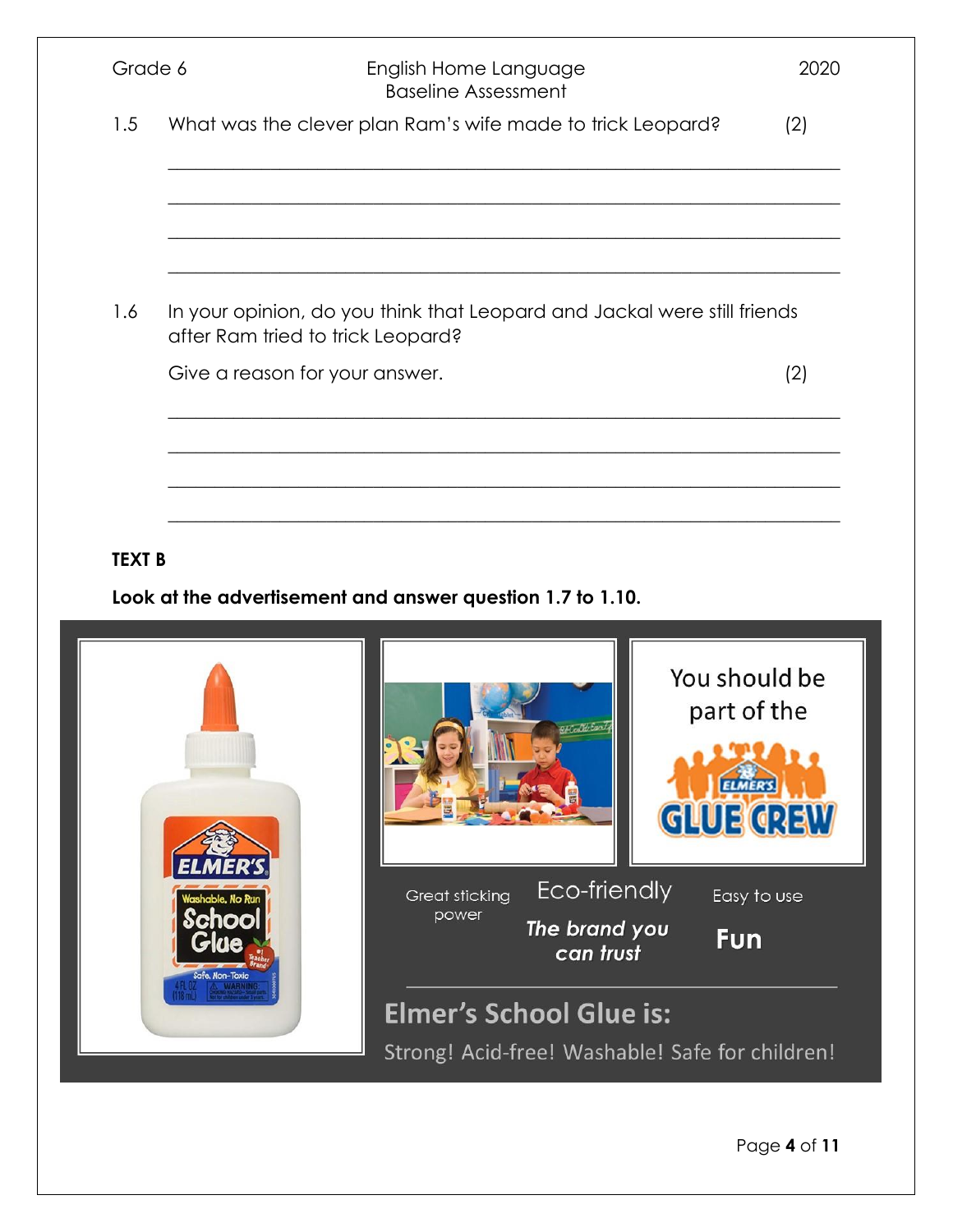1.5 What was the clever plan Ram's wife made to trick Leopard? (2)

______________________________________________________________________

______________________________________________________________________

______________________________________________________________________

______________________________________________________________________

1.6 In your opinion, do you think that Leopard and Jackal were still friends after Ram tried to trick Leopard?

Give a reason for your answer. (2)

______________________________________________________________________

______________________________________________________________________

______________________________________________________________________

______________________________________________________________________

**TEXT B**

**Look at the advertisement and answer question 1.7 to 1.10.**

ELMER'S Washable, No Run School Glue — Safe, Non-Toxic

You should be part of the ELMER'S GLUE CREW

Great sticking power

Eco-friendly

Easy to use

*The brand you can trust*

**Fun**

**Elmer's School Glue is:**

Strong! Acid-free! Washable! Safe for children!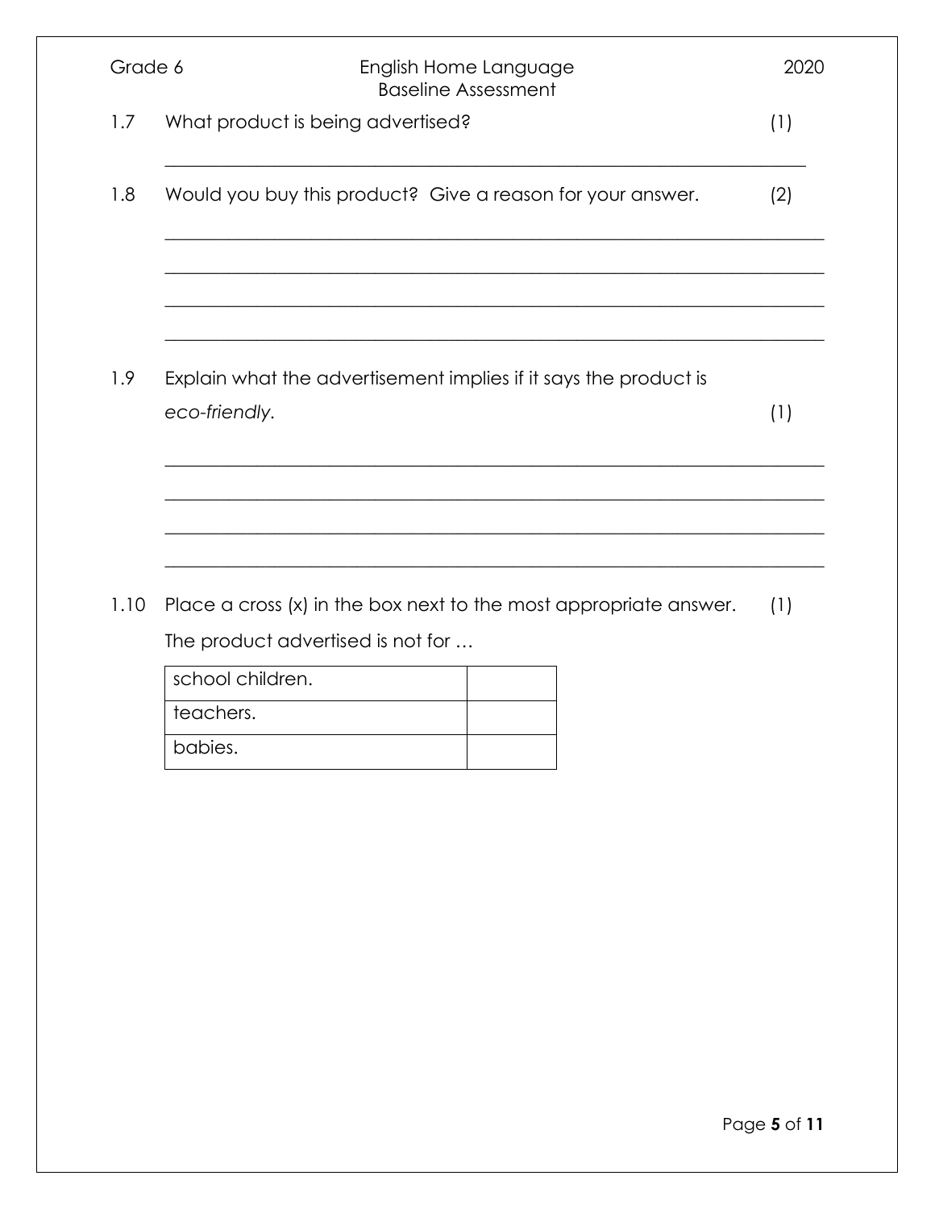1.7 What product is being advertised? (1)

_______________________________________________________________

1.8 Would you buy this product? Give a reason for your answer. (2)

_______________________________________________________________

_______________________________________________________________

_______________________________________________________________

_______________________________________________________________

1.9 Explain what the advertisement implies if it says the product is *eco-friendly.* (1)

_______________________________________________________________

_______________________________________________________________

_______________________________________________________________

_______________________________________________________________

1.10 Place a cross (x) in the box next to the most appropriate answer. (1)

The product advertised is not for …

| | |
|---|---|
| school children. | |
| teachers. | |
| babies. | |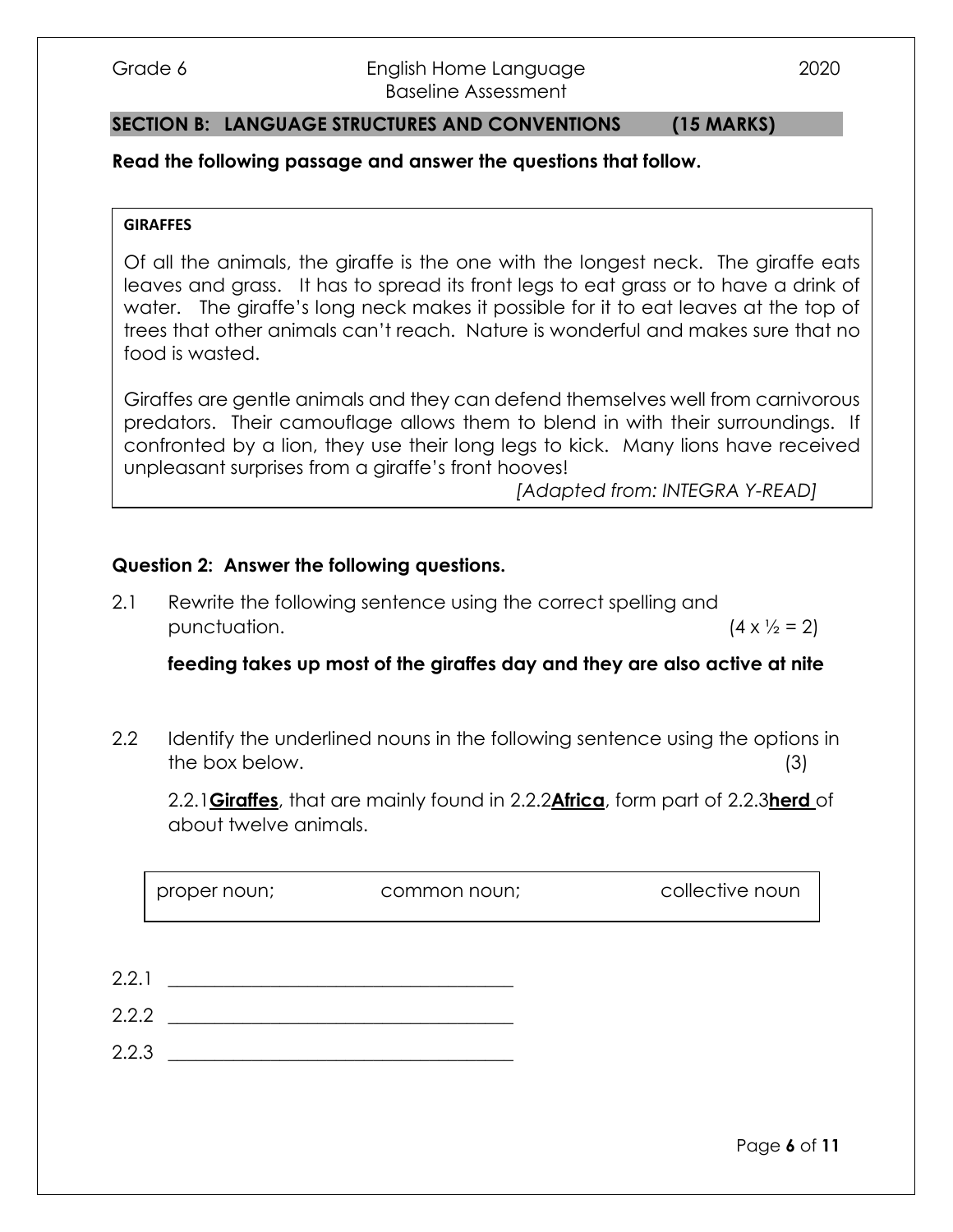## SECTION B: LANGUAGE STRUCTURES AND CONVENTIONS (15 MARKS)

**Read the following passage and answer the questions that follow.**

**GIRAFFES**

Of all the animals, the giraffe is the one with the longest neck. The giraffe eats leaves and grass. It has to spread its front legs to eat grass or to have a drink of water. The giraffe's long neck makes it possible for it to eat leaves at the top of trees that other animals can't reach. Nature is wonderful and makes sure that no food is wasted.

Giraffes are gentle animals and they can defend themselves well from carnivorous predators. Their camouflage allows them to blend in with their surroundings. If confronted by a lion, they use their long legs to kick. Many lions have received unpleasant surprises from a giraffe's front hooves!

*[Adapted from: INTEGRA Y-READ]*

### Question 2: Answer the following questions.

2.1 Rewrite the following sentence using the correct spelling and punctuation. (4 x ½ = 2)

**feeding takes up most of the giraffes day and they are also active at nite**

2.2 Identify the underlined nouns in the following sentence using the options in the box below. (3)

2.2.1**Giraffes**, that are mainly found in 2.2.2**Africa**, form part of 2.2.3**herd** of about twelve animals.

| proper noun; | common noun; | collective noun |
|---|---|---|

2.2.1 ____________________________________

2.2.2 ____________________________________

2.2.3 ____________________________________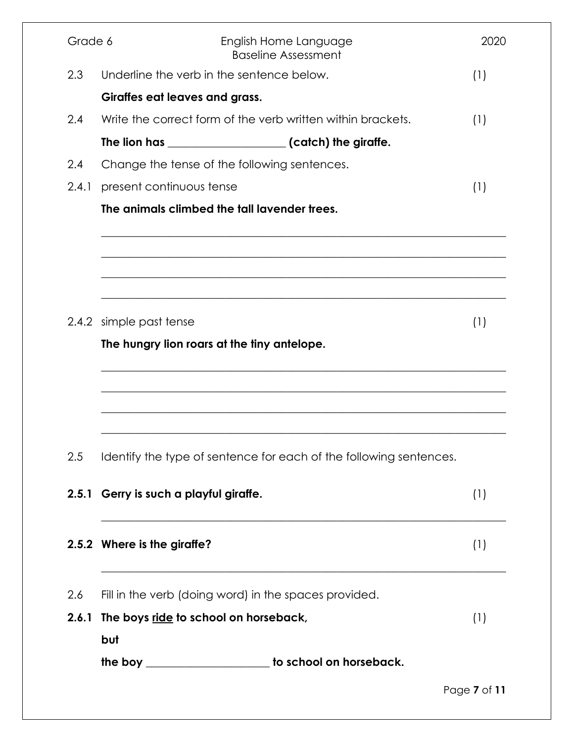2.3 Underline the verb in the sentence below. (1)

**Giraffes eat leaves and grass.**

2.4 Write the correct form of the verb written within brackets. (1)

**The lion has ____________________ (catch) the giraffe.**

2.4 Change the tense of the following sentences.

2.4.1 present continuous tense (1)

**The animals climbed the tall lavender trees.**

______________________________________________________________________

______________________________________________________________________

______________________________________________________________________

______________________________________________________________________

2.4.2 simple past tense (1)

**The hungry lion roars at the tiny antelope.**

______________________________________________________________________

______________________________________________________________________

______________________________________________________________________

______________________________________________________________________

2.5 Identify the type of sentence for each of the following sentences.

**2.5.1 Gerry is such a playful giraffe.** (1)

______________________________________________________________________

**2.5.2 Where is the giraffe?** (1)

______________________________________________________________________

2.6 Fill in the verb (doing word) in the spaces provided.

**2.6.1 The boys <u>ride</u> to school on horseback,** (1)

**but**

**the boy ______________________ to school on horseback.**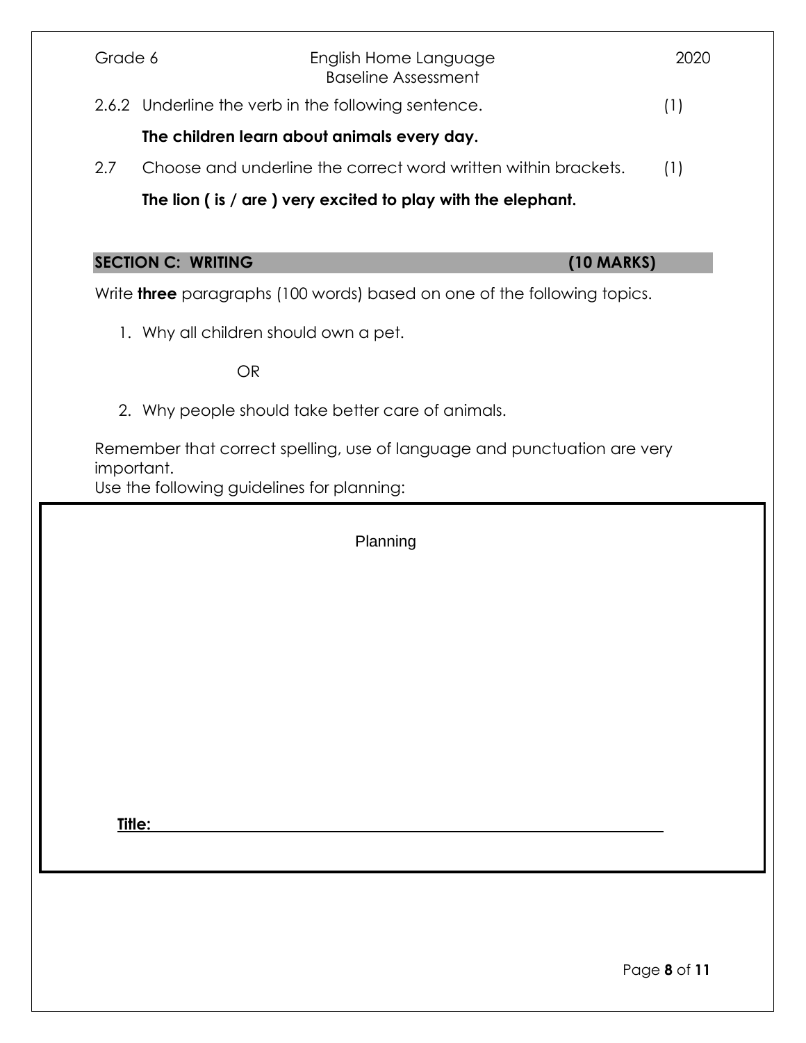2.6.2 Underline the verb in the following sentence. (1)

**The children learn about animals every day.**

2.7 Choose and underline the correct word written within brackets. (1)

**The lion ( is / are ) very excited to play with the elephant.**

## SECTION C: WRITING (10 MARKS)

Write **three** paragraphs (100 words) based on one of the following topics.

1. Why all children should own a pet.

   OR

2. Why people should take better care of animals.

Remember that correct spelling, use of language and punctuation are very important.
Use the following guidelines for planning:

Planning

**Title:** \_\_\_\_\_\_\_\_\_\_\_\_\_\_\_\_\_\_\_\_\_\_\_\_\_\_\_\_\_\_\_\_\_\_\_\_\_\_\_\_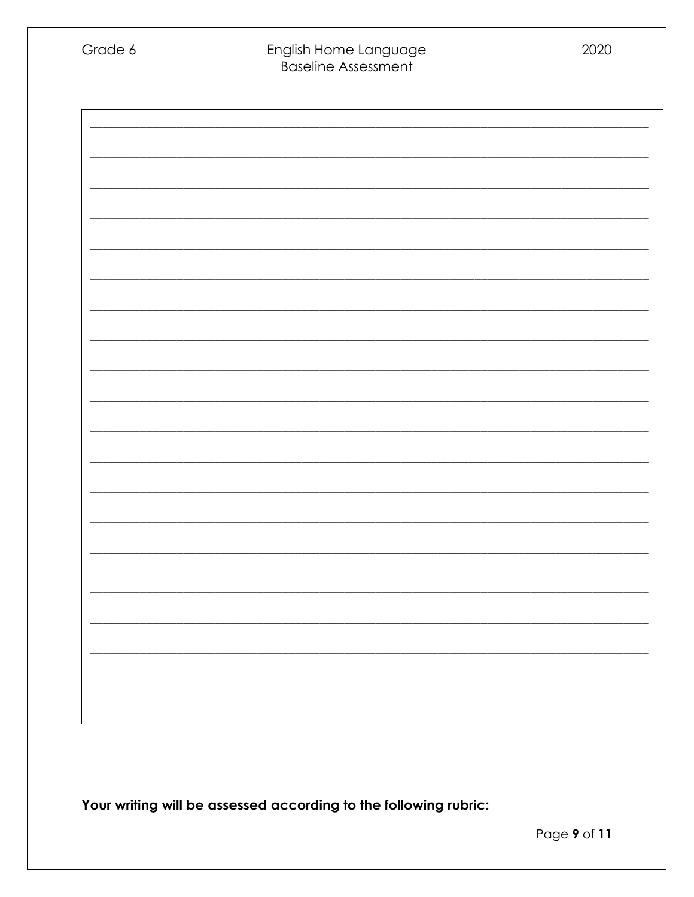______________________________________________________________________________

______________________________________________________________________________

______________________________________________________________________________

______________________________________________________________________________

______________________________________________________________________________

______________________________________________________________________________

______________________________________________________________________________

______________________________________________________________________________

______________________________________________________________________________

______________________________________________________________________________

______________________________________________________________________________

______________________________________________________________________________

______________________________________________________________________________

______________________________________________________________________________

______________________________________________________________________________

______________________________________________________________________________

______________________________________________________________________________

______________________________________________________________________________

**Your writing will be assessed according to the following rubric:**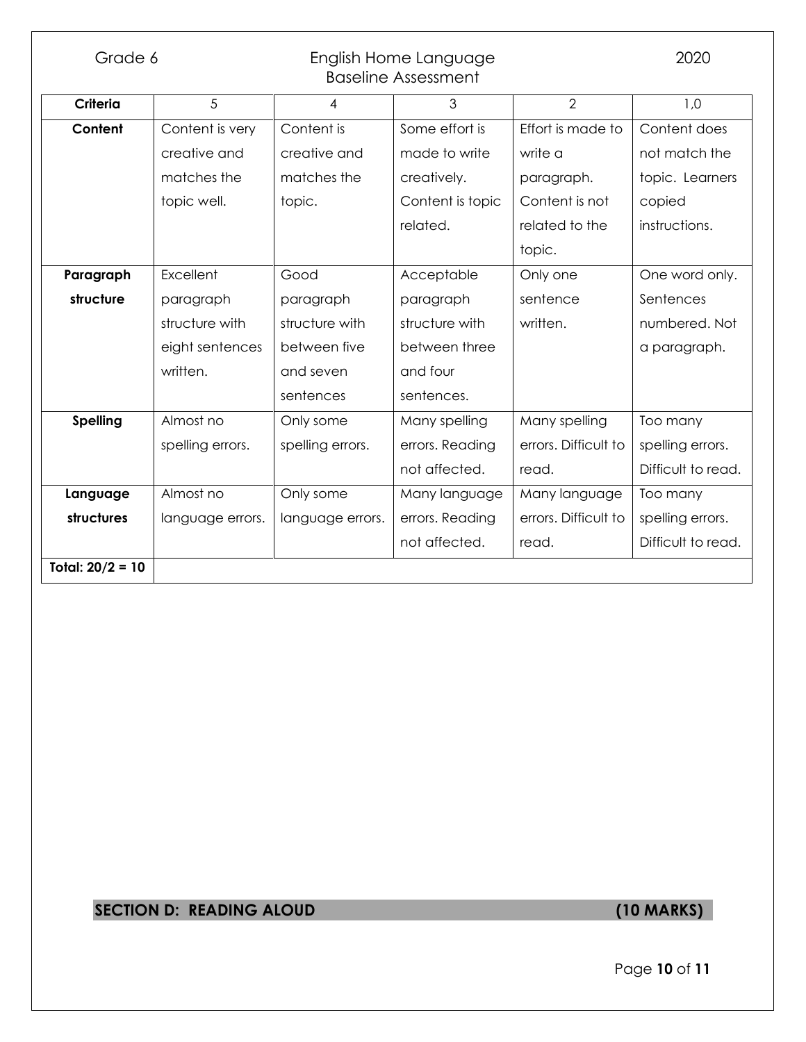| Criteria | 5 | 4 | 3 | 2 | 1,0 |
|---|---|---|---|---|---|
| **Content** | Content is very creative and matches the topic well. | Content is creative and matches the topic. | Some effort is made to write creatively. Content is topic related. | Effort is made to write a paragraph. Content is not related to the topic. | Content does not match the topic. Learners copied instructions. |
| **Paragraph structure** | Excellent paragraph structure with eight sentences written. | Good paragraph structure with between five and seven sentences | Acceptable paragraph structure with between three and four sentences. | Only one sentence written. | One word only. Sentences numbered. Not a paragraph. |
| **Spelling** | Almost no spelling errors. | Only some spelling errors. | Many spelling errors. Reading not affected. | Many spelling errors. Difficult to read. | Too many spelling errors. Difficult to read. |
| **Language structures** | Almost no language errors. | Only some language errors. | Many language errors. Reading not affected. | Many language errors. Difficult to read. | Too many spelling errors. Difficult to read. |
| **Total: 20/2 = 10** | | | | | |

## SECTION D: READING ALOUD (10 MARKS)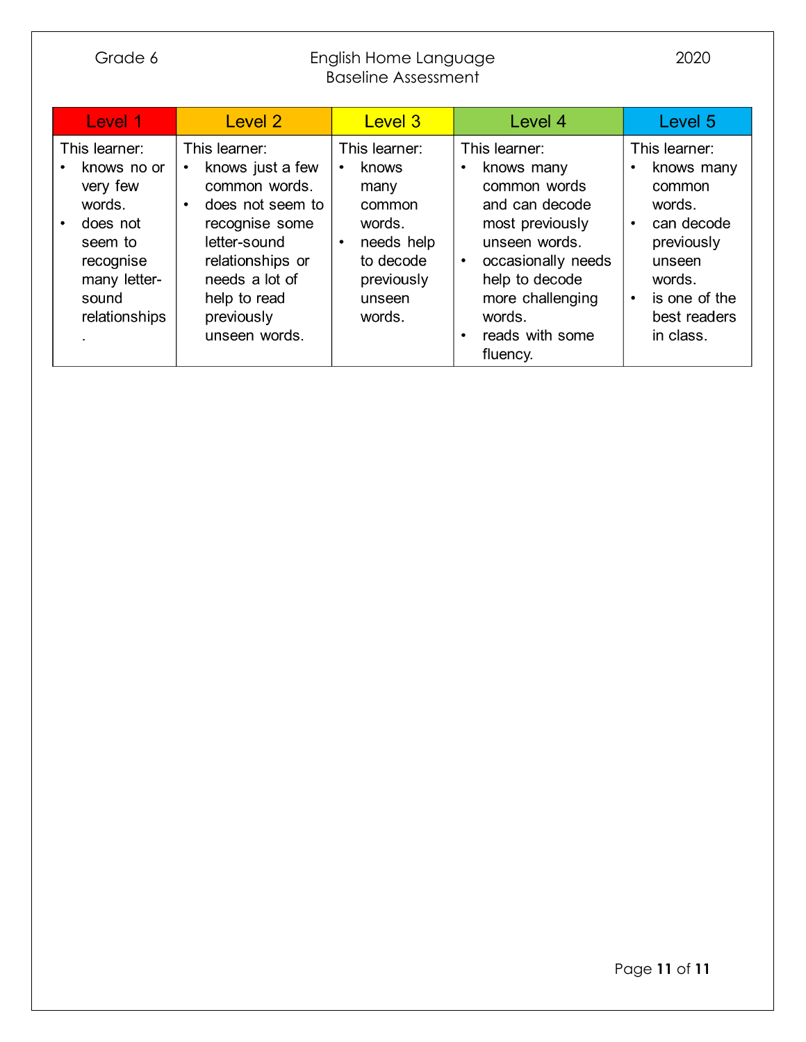| Level 1 | Level 2 | Level 3 | Level 4 | Level 5 |
|---|---|---|---|---|
| This learner:<br>• knows no or very few words.<br>• does not seem to recognise many letter-sound relationships. | This learner:<br>• knows just a few common words.<br>• does not seem to recognise some letter-sound relationships or needs a lot of help to read previously unseen words. | This learner:<br>• knows many common words.<br>• needs help to decode previously unseen words. | This learner:<br>• knows many common words and can decode most previously unseen words.<br>• occasionally needs help to decode more challenging words.<br>• reads with some fluency. | This learner:<br>• knows many common words.<br>• can decode previously unseen words.<br>• is one of the best readers in class. |